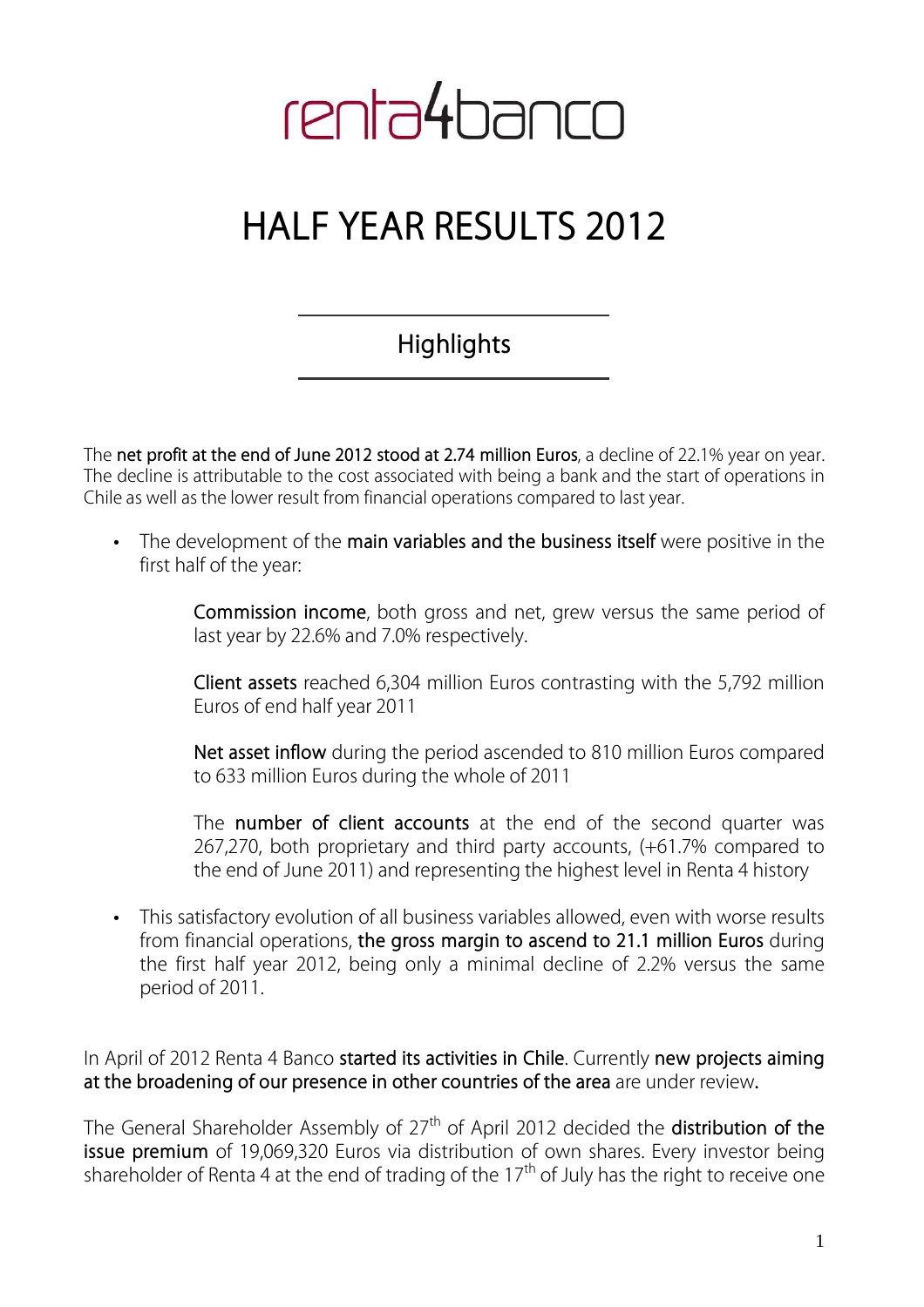# renta4banco

# HALF YEAR RESULTS 2012

## Highlights

The **net profit at the end of June 2012 stood at 2.74 million Euros**, a decline of 22.1% year on year. The decline is attributable to the cost associated with being a bank and the start of operations in Chile as well as the lower result from financial operations compared to last year.

- The development of the **main variables and the business itself** were positive in the first half of the year:

  **Commission income**, both gross and net, grew versus the same period of last year by 22.6% and 7.0% respectively.

  **Client assets** reached 6,304 million Euros contrasting with the 5,792 million Euros of end half year 2011

  **Net asset inflow** during the period ascended to 810 million Euros compared to 633 million Euros during the whole of 2011

  The **number of client accounts** at the end of the second quarter was 267,270, both proprietary and third party accounts, (+61.7% compared to the end of June 2011) and representing the highest level in Renta 4 history

- This satisfactory evolution of all business variables allowed, even with worse results from financial operations, **the gross margin to ascend to 21.1 million Euros** during the first half year 2012, being only a minimal decline of 2.2% versus the same period of 2011.

In April of 2012 Renta 4 Banco **started its activities in Chile**. Currently **new projects aiming at the broadening of our presence in other countries of the area** are under review.

The General Shareholder Assembly of 27th of April 2012 decided the **distribution of the issue premium** of 19,069,320 Euros via distribution of own shares. Every investor being shareholder of Renta 4 at the end of trading of the 17th of July has the right to receive one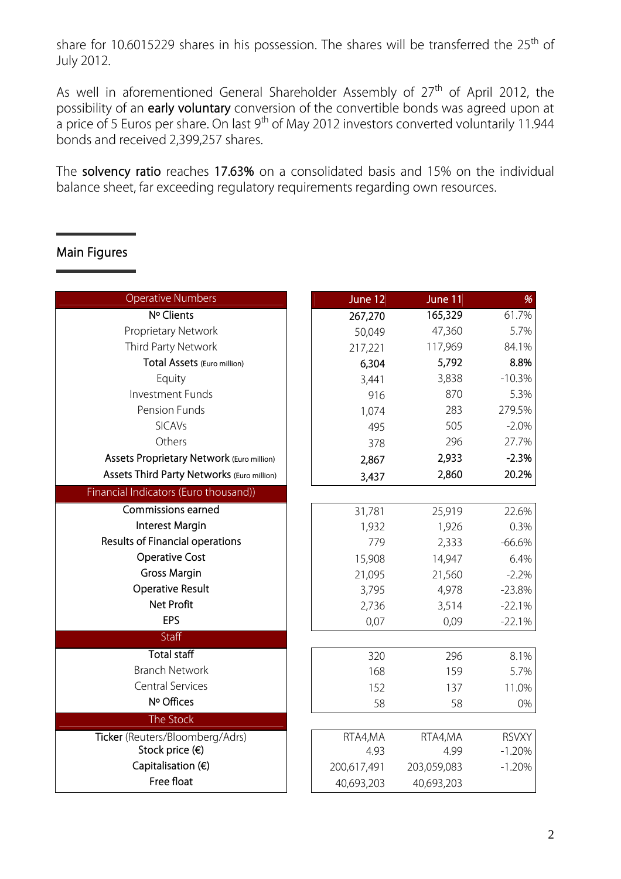share for 10.6015229 shares in his possession. The shares will be transferred the 25th of July 2012.

As well in aforementioned General Shareholder Assembly of 27th of April 2012, the possibility of an **early voluntary** conversion of the convertible bonds was agreed upon at a price of 5 Euros per share. On last 9th of May 2012 investors converted voluntarily 11.944 bonds and received 2,399,257 shares.

The **solvency ratio** reaches **17.63%** on a consolidated basis and 15% on the individual balance sheet, far exceeding regulatory requirements regarding own resources.

## Main Figures

| Operative Numbers | June 12 | June 11 | % |
|---|---|---|---|
| **Nº Clients** | **267,270** | **165,329** | 61.7% |
| Proprietary Network | 50,049 | 47,360 | 5.7% |
| Third Party Network | 217,221 | 117,969 | 84.1% |
| **Total Assets** (Euro million) | **6,304** | **5,792** | **8.8%** |
| Equity | 3,441 | 3,838 | -10.3% |
| Investment Funds | 916 | 870 | 5.3% |
| Pension Funds | 1,074 | 283 | 279.5% |
| SICAVs | 495 | 505 | -2.0% |
| Others | 378 | 296 | 27.7% |
| **Assets Proprietary Network** (Euro million) | **2,867** | **2,933** | **-2.3%** |
| **Assets Third Party Networks** (Euro million) | **3,437** | **2,860** | **20.2%** |
| **Financial Indicators (Euro thousand))** | | | |
| Commissions earned | 31,781 | 25,919 | 22.6% |
| Interest Margin | 1,932 | 1,926 | 0.3% |
| Results of Financial operations | 779 | 2,333 | -66.6% |
| Operative Cost | 15,908 | 14,947 | 6.4% |
| Gross Margin | 21,095 | 21,560 | -2.2% |
| Operative Result | 3,795 | 4,978 | -23.8% |
| Net Profit | 2,736 | 3,514 | -22.1% |
| EPS | 0,07 | 0,09 | -22.1% |
| **Staff** | | | |
| Total staff | 320 | 296 | 8.1% |
| Branch Network | 168 | 159 | 5.7% |
| Central Services | 152 | 137 | 11.0% |
| Nº Offices | 58 | 58 | 0% |
| **The Stock** | | | |
| **Ticker** (Reuters/Bloomberg/Adrs) | RTA4,MA | RTA4,MA | RSVXY |
| Stock price (€) | 4.93 | 4.99 | -1.20% |
| Capitalisation (€) | 200,617,491 | 203,059,083 | -1.20% |
| Free float | 40,693,203 | 40,693,203 | |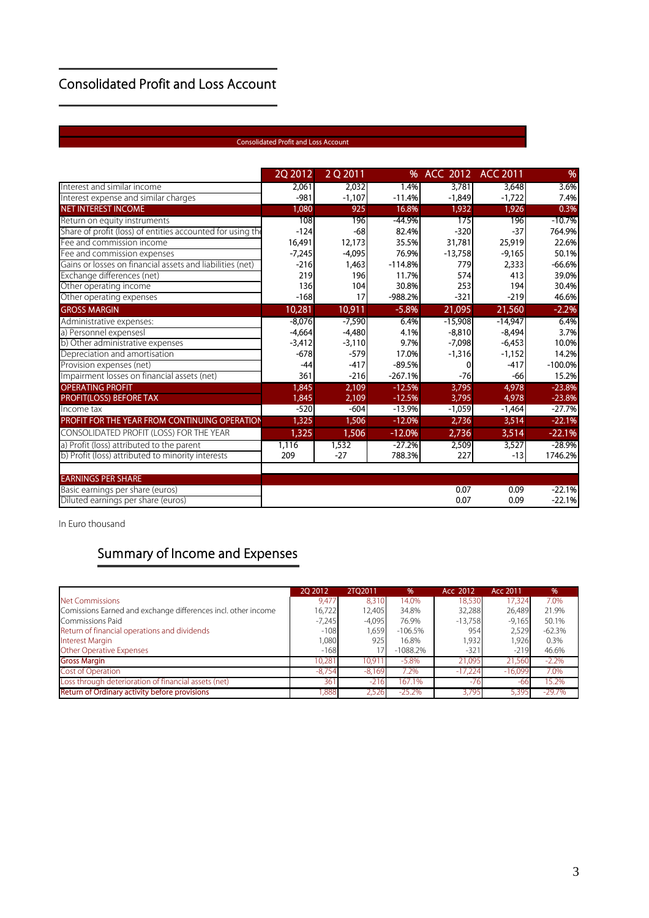# Consolidated Profit and Loss Account

Consolidated Profit and Loss Account

| | 2Q 2012 | 2 Q 2011 | % | ACC 2012 | ACC 2011 | % |
|---|---|---|---|---|---|---|
| Interest and similar income | 2,061 | 2,032 | 1.4% | 3,781 | 3,648 | 3.6% |
| Interest expense and similar charges | -981 | -1,107 | -11.4% | -1,849 | -1,722 | 7.4% |
| NET INTEREST INCOME | 1,080 | 925 | 16.8% | 1,932 | 1,926 | 0.3% |
| Return on equity instruments | 108 | 196 | -44.9% | 175 | 196 | -10.7% |
| Share of profit (loss) of entities accounted for using th | -124 | -68 | 82.4% | -320 | -37 | 764.9% |
| Fee and commission income | 16,491 | 12,173 | 35.5% | 31,781 | 25,919 | 22.6% |
| Fee and commission expenses | -7,245 | -4,095 | 76.9% | -13,758 | -9,165 | 50.1% |
| Gains or losses on financial assets and liabilities (net) | -216 | 1,463 | -114.8% | 779 | 2,333 | -66.6% |
| Exchange differences (net) | 219 | 196 | 11.7% | 574 | 413 | 39.0% |
| Other operating income | 136 | 104 | 30.8% | 253 | 194 | 30.4% |
| Other operating expenses | -168 | 17 | -988.2% | -321 | -219 | 46.6% |
| GROSS MARGIN | 10,281 | 10,911 | -5.8% | 21,095 | 21,560 | -2.2% |
| Administrative expenses: | -8,076 | -7,590 | 6.4% | -15,908 | -14,947 | 6.4% |
| a) Personnel expensesl | -4,664 | -4,480 | 4.1% | -8,810 | -8,494 | 3.7% |
| b) Other administrative expenses | -3,412 | -3,110 | 9.7% | -7,098 | -6,453 | 10.0% |
| Depreciation and amortisation | -678 | -579 | 17.0% | -1,316 | -1,152 | 14.2% |
| Provision expenses (net) | -44 | -417 | -89.5% | 0 | -417 | -100.0% |
| Impairment losses on financial assets (net) | 361 | -216 | -267.1% | -76 | -66 | 15.2% |
| OPERATING PROFIT | 1,845 | 2,109 | -12.5% | 3,795 | 4,978 | -23.8% |
| PROFIT(LOSS) BEFORE TAX | 1,845 | 2,109 | -12.5% | 3,795 | 4,978 | -23.8% |
| Income tax | -520 | -604 | -13.9% | -1,059 | -1,464 | -27.7% |
| PROFIT FOR THE YEAR FROM CONTINUING OPERATION | 1,325 | 1,506 | -12.0% | 2,736 | 3,514 | -22.1% |
| CONSOLIDATED PROFIT (LOSS) FOR THE YEAR | 1,325 | 1,506 | -12.0% | 2,736 | 3,514 | -22.1% |
| a) Profit (loss) attributed to the parent | 1,116 | 1,532 | -27.2% | 2,509 | 3,527 | -28.9% |
| b) Profit (loss) attributed to minority interests | 209 | -27 | 788.3% | 227 | -13 | 1746.2% |
| | | | | | | |
| EARNINGS PER SHARE | | | | | | |
| Basic earnings per share (euros) | | | | 0.07 | 0.09 | -22.1% |
| Diluted earnings per share (euros) | | | | 0.07 | 0.09 | -22.1% |

In Euro thousand

## Summary of Income and Expenses

| | 2Q 2012 | 2TQ2011 | % | Acc 2012 | Acc 2011 | % |
|---|---|---|---|---|---|---|
| Net Commissions | 9,477 | 8,310 | 14.0% | 18,530 | 17,324 | 7.0% |
| Comissions Earned and exchange differences incl. other income | 16,722 | 12,405 | 34.8% | 32,288 | 26,489 | 21.9% |
| Commissions Paid | -7,245 | -4,095 | 76.9% | -13,758 | -9,165 | 50.1% |
| Return of financial operations and dividends | -108 | 1,659 | -106.5% | 954 | 2,529 | -62.3% |
| Interest Margin | 1,080 | 925 | 16.8% | 1,932 | 1,926 | 0.3% |
| Other Operative Expenses | -168 | 17 | -1088.2% | -321 | -219 | 46.6% |
| **Gross Margin** | 10,281 | 10,911 | -5.8% | 21,095 | 21,560 | -2.2% |
| Cost of Operation | -8,754 | -8,169 | 7.2% | -17,224 | -16,099 | 7.0% |
| Loss through deterioration of financial assets (net) | 361 | -216 | 167.1% | -76 | -66 | 15.2% |
| **Return of Ordinary activity before provisions** | 1,888 | 2,526 | -25.2% | 3,795 | 5,395 | -29.7% |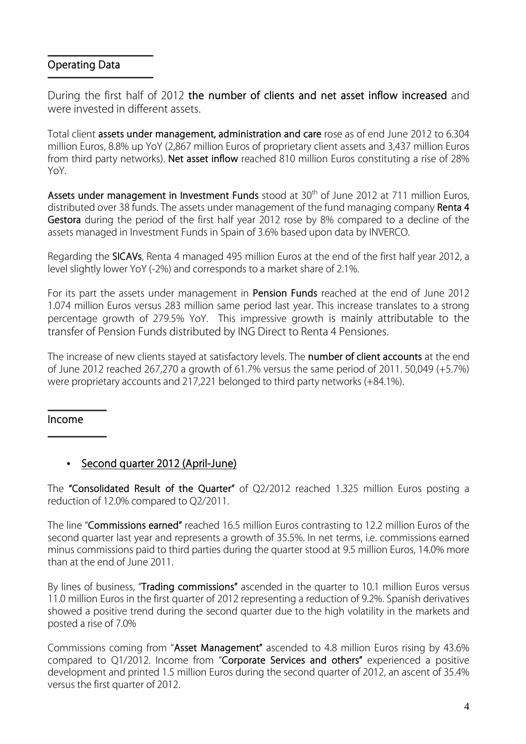## Operating Data

During the first half of 2012 **the number of clients and net asset inflow increased** and were invested in different assets.

Total client **assets under management, administration and care** rose as of end June 2012 to 6.304 million Euros, 8.8% up YoY (2,867 million Euros of proprietary client assets and 3,437 million Euros from third party networks). **Net asset inflow** reached 810 million Euros constituting a rise of 28% YoY.

**Assets under management in Investment Funds** stood at 30th of June 2012 at 711 million Euros, distributed over 38 funds. The assets under management of the fund managing company **Renta 4 Gestora** during the period of the first half year 2012 rose by 8% compared to a decline of the assets managed in Investment Funds in Spain of 3.6% based upon data by INVERCO.

Regarding the **SICAVs**, Renta 4 managed 495 million Euros at the end of the first half year 2012, a level slightly lower YoY (-2%) and corresponds to a market share of 2.1%.

For its part the assets under management in **Pension Funds** reached at the end of June 2012 1.074 million Euros versus 283 million same period last year. This increase translates to a strong percentage growth of 279.5% YoY. This impressive growth is mainly attributable to the transfer of Pension Funds distributed by ING Direct to Renta 4 Pensiones.

The increase of new clients stayed at satisfactory levels. The **number of client accounts** at the end of June 2012 reached 267,270 a growth of 61.7% versus the same period of 2011. 50,049 (+5.7%) were proprietary accounts and 217,221 belonged to third party networks (+84.1%).

## Income

- **Second quarter 2012 (April-June)**

The **"Consolidated Result of the Quarter"** of Q2/2012 reached 1.325 million Euros posting a reduction of 12.0% compared to Q2/2011.

The line "**Commissions earned"** reached 16.5 million Euros contrasting to 12.2 million Euros of the second quarter last year and represents a growth of 35.5%. In net terms, i.e. commissions earned minus commissions paid to third parties during the quarter stood at 9.5 million Euros, 14.0% more than at the end of June 2011.

By lines of business, "**Trading commissions"** ascended in the quarter to 10.1 million Euros versus 11.0 million Euros in the first quarter of 2012 representing a reduction of 9.2%. Spanish derivatives showed a positive trend during the second quarter due to the high volatility in the markets and posted a rise of 7.0%

Commissions coming from "**Asset Management"** ascended to 4.8 million Euros rising by 43.6% compared to Q1/2012. Income from "**Corporate Services and others"** experienced a positive development and printed 1.5 million Euros during the second quarter of 2012, an ascent of 35.4% versus the first quarter of 2012.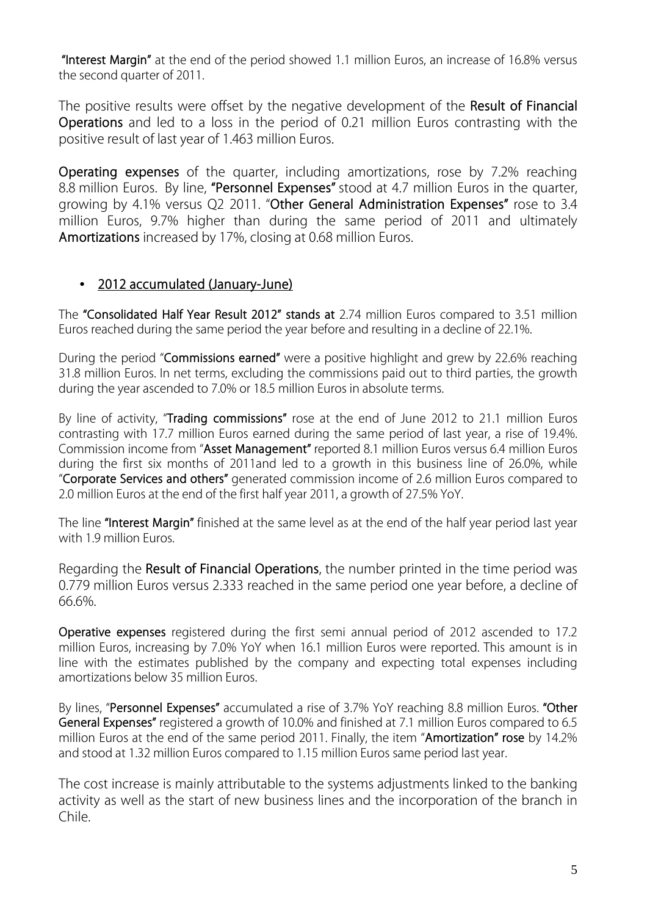**"Interest Margin"** at the end of the period showed 1.1 million Euros, an increase of 16.8% versus the second quarter of 2011.

The positive results were offset by the negative development of the **Result of Financial Operations** and led to a loss in the period of 0.21 million Euros contrasting with the positive result of last year of 1.463 million Euros.

**Operating expenses** of the quarter, including amortizations, rose by 7.2% reaching 8.8 million Euros. By line, **"Personnel Expenses"** stood at 4.7 million Euros in the quarter, growing by 4.1% versus Q2 2011. "**Other General Administration Expenses"** rose to 3.4 million Euros, 9.7% higher than during the same period of 2011 and ultimately **Amortizations** increased by 17%, closing at 0.68 million Euros.

- 2012 accumulated (January-June)

The **"Consolidated Half Year Result 2012" stands at** 2.74 million Euros compared to 3.51 million Euros reached during the same period the year before and resulting in a decline of 22.1%.

During the period "**Commissions earned"** were a positive highlight and grew by 22.6% reaching 31.8 million Euros. In net terms, excluding the commissions paid out to third parties, the growth during the year ascended to 7.0% or 18.5 million Euros in absolute terms.

By line of activity, "**Trading commissions"** rose at the end of June 2012 to 21.1 million Euros contrasting with 17.7 million Euros earned during the same period of last year, a rise of 19.4%. Commission income from "**Asset Management"** reported 8.1 million Euros versus 6.4 million Euros during the first six months of 2011and led to a growth in this business line of 26.0%, while "**Corporate Services and others"** generated commission income of 2.6 million Euros compared to 2.0 million Euros at the end of the first half year 2011, a growth of 27.5% YoY.

The line **"Interest Margin"** finished at the same level as at the end of the half year period last year with 1.9 million Euros.

Regarding the **Result of Financial Operations**, the number printed in the time period was 0.779 million Euros versus 2.333 reached in the same period one year before, a decline of 66.6%.

**Operative expenses** registered during the first semi annual period of 2012 ascended to 17.2 million Euros, increasing by 7.0% YoY when 16.1 million Euros were reported. This amount is in line with the estimates published by the company and expecting total expenses including amortizations below 35 million Euros.

By lines, "**Personnel Expenses"** accumulated a rise of 3.7% YoY reaching 8.8 million Euros. **"Other General Expenses"** registered a growth of 10.0% and finished at 7.1 million Euros compared to 6.5 million Euros at the end of the same period 2011. Finally, the item "**Amortization" rose** by 14.2% and stood at 1.32 million Euros compared to 1.15 million Euros same period last year.

The cost increase is mainly attributable to the systems adjustments linked to the banking activity as well as the start of new business lines and the incorporation of the branch in Chile.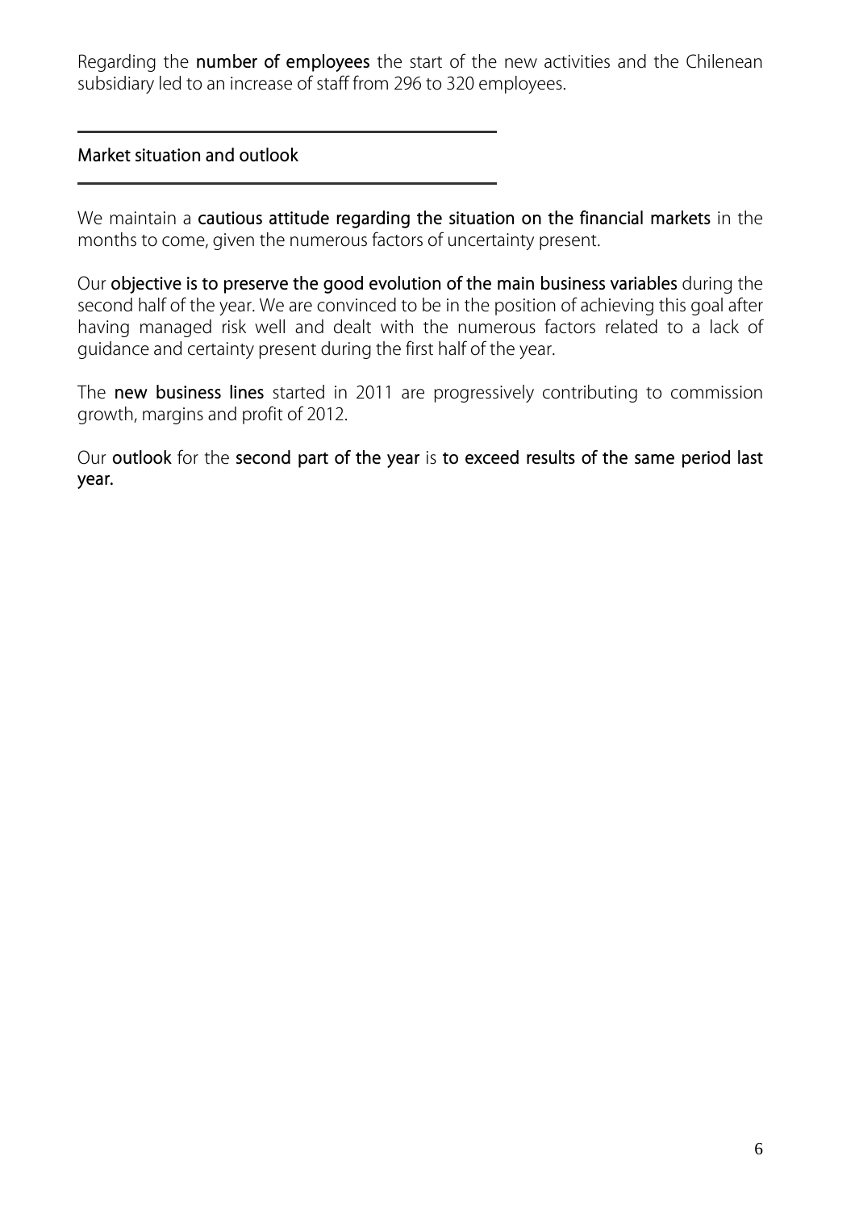Regarding the **number of employees** the start of the new activities and the Chilenean subsidiary led to an increase of staff from 296 to 320 employees.

## Market situation and outlook

We maintain a **cautious attitude regarding the situation on the financial markets** in the months to come, given the numerous factors of uncertainty present.

Our **objective is to preserve the good evolution of the main business variables** during the second half of the year. We are convinced to be in the position of achieving this goal after having managed risk well and dealt with the numerous factors related to a lack of guidance and certainty present during the first half of the year.

The **new business lines** started in 2011 are progressively contributing to commission growth, margins and profit of 2012.

Our **outlook** for the **second part of the year** is **to exceed results of the same period last year.**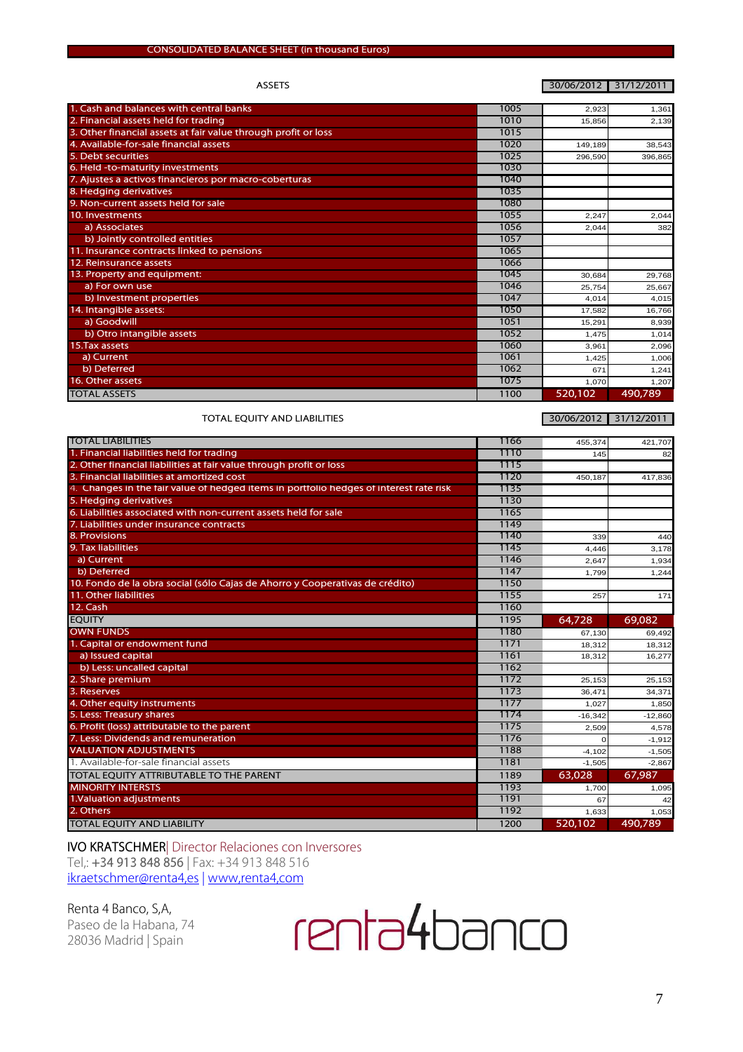## CONSOLIDATED BALANCE SHEET (in thousand Euros)

| ASSETS | | 30/06/2012 | 31/12/2011 |
|---|---|---|---|
| 1. Cash and balances with central banks | 1005 | 2,923 | 1,361 |
| 2. Financial assets held for trading | 1010 | 15,856 | 2,139 |
| 3. Other financial assets at fair value through profit or loss | 1015 | | |
| 4. Available-for-sale financial assets | 1020 | 149,189 | 38,543 |
| 5. Debt securities | 1025 | 296,590 | 396,865 |
| 6. Held -to-maturity investments | 1030 | | |
| 7. Ajustes a activos financieros por macro-coberturas | 1040 | | |
| 8. Hedging derivatives | 1035 | | |
| 9. Non-current assets held for sale | 1080 | | |
| 10. Investments | 1055 | 2,247 | 2,044 |
| a) Associates | 1056 | 2,044 | 382 |
| b) Jointly controlled entities | 1057 | | |
| 11. Insurance contracts linked to pensions | 1065 | | |
| 12. Reinsurance assets | 1066 | | |
| 13. Property and equipment: | 1045 | 30,684 | 29,768 |
| a) For own use | 1046 | 25,754 | 25,667 |
| b) Investment properties | 1047 | 4,014 | 4,015 |
| 14. Intangible assets: | 1050 | 17,582 | 16,766 |
| a) Goodwill | 1051 | 15,291 | 8,939 |
| b) Otro intangible assets | 1052 | 1,475 | 1,014 |
| 15.Tax assets | 1060 | 3,961 | 2,096 |
| a) Current | 1061 | 1,425 | 1,006 |
| b) Deferred | 1062 | 671 | 1,241 |
| 16. Other assets | 1075 | 1,070 | 1,207 |
| TOTAL ASSETS | 1100 | 520,102 | 490,789 |

| TOTAL EQUITY AND LIABILITIES | | 30/06/2012 | 31/12/2011 |
|---|---|---|---|
| TOTAL LIABILITIES | 1166 | 455,374 | 421,707 |
| 1. Financial liabilities held for trading | 1110 | 145 | 82 |
| 2. Other financial liabilities at fair value through profit or loss | 1115 | | |
| 3. Financial liabilities at amortized cost | 1120 | 450,187 | 417,836 |
| 4. Changes in the fair value of hedged items in portfolio hedges of interest rate risk | 1135 | | |
| 5. Hedging derivatives | 1130 | | |
| 6. Liabilities associated with non-current assets held for sale | 1165 | | |
| 7. Liabilities under insurance contracts | 1149 | | |
| 8. Provisions | 1140 | 339 | 440 |
| 9. Tax liabilities | 1145 | 4,446 | 3,178 |
| a) Current | 1146 | 2,647 | 1,934 |
| b) Deferred | 1147 | 1,799 | 1,244 |
| 10. Fondo de la obra social (sólo Cajas de Ahorro y Cooperativas de crédito) | 1150 | | |
| 11. Other liabilities | 1155 | 257 | 171 |
| 12. Cash | 1160 | | |
| EQUITY | 1195 | 64,728 | 69,082 |
| OWN FUNDS | 1180 | 67,130 | 69,492 |
| 1. Capital or endowment fund | 1171 | 18,312 | 18,312 |
| a) Issued capital | 1161 | 18,312 | 16,277 |
| b) Less: uncalled capital | 1162 | | |
| 2. Share premium | 1172 | 25,153 | 25,153 |
| 3. Reserves | 1173 | 36,471 | 34,371 |
| 4. Other equity instruments | 1177 | 1,027 | 1,850 |
| 5. Less: Treasury shares | 1174 | -16,342 | -12,860 |
| 6. Profit (loss) attributable to the parent | 1175 | 2,509 | 4,578 |
| 7. Less: Dividends and remuneration | 1176 | 0 | -1,912 |
| VALUATION ADJUSTMENTS | 1188 | -4,102 | -1,505 |
| 1. Available-for-sale financial assets | 1181 | -1,505 | -2,867 |
| TOTAL EQUITY ATTRIBUTABLE TO THE PARENT | 1189 | 63,028 | 67,987 |
| MINORITY INTERSTS | 1193 | 1,700 | 1,095 |
| 1.Valuation adjustments | 1191 | 67 | 42 |
| 2. Others | 1192 | 1,633 | 1,053 |
| TOTAL EQUITY AND LIABILITY | 1200 | 520,102 | 490,789 |

**IVO KRATSCHMER**| Director Relaciones con Inversores
Tel,: **+34 913 848 856** | Fax: +34 913 848 516
ikraetschmer@renta4,es | www,renta4,com

Renta 4 Banco, S,A,
Paseo de la Habana, 74
28036 Madrid | Spain

renta4banco